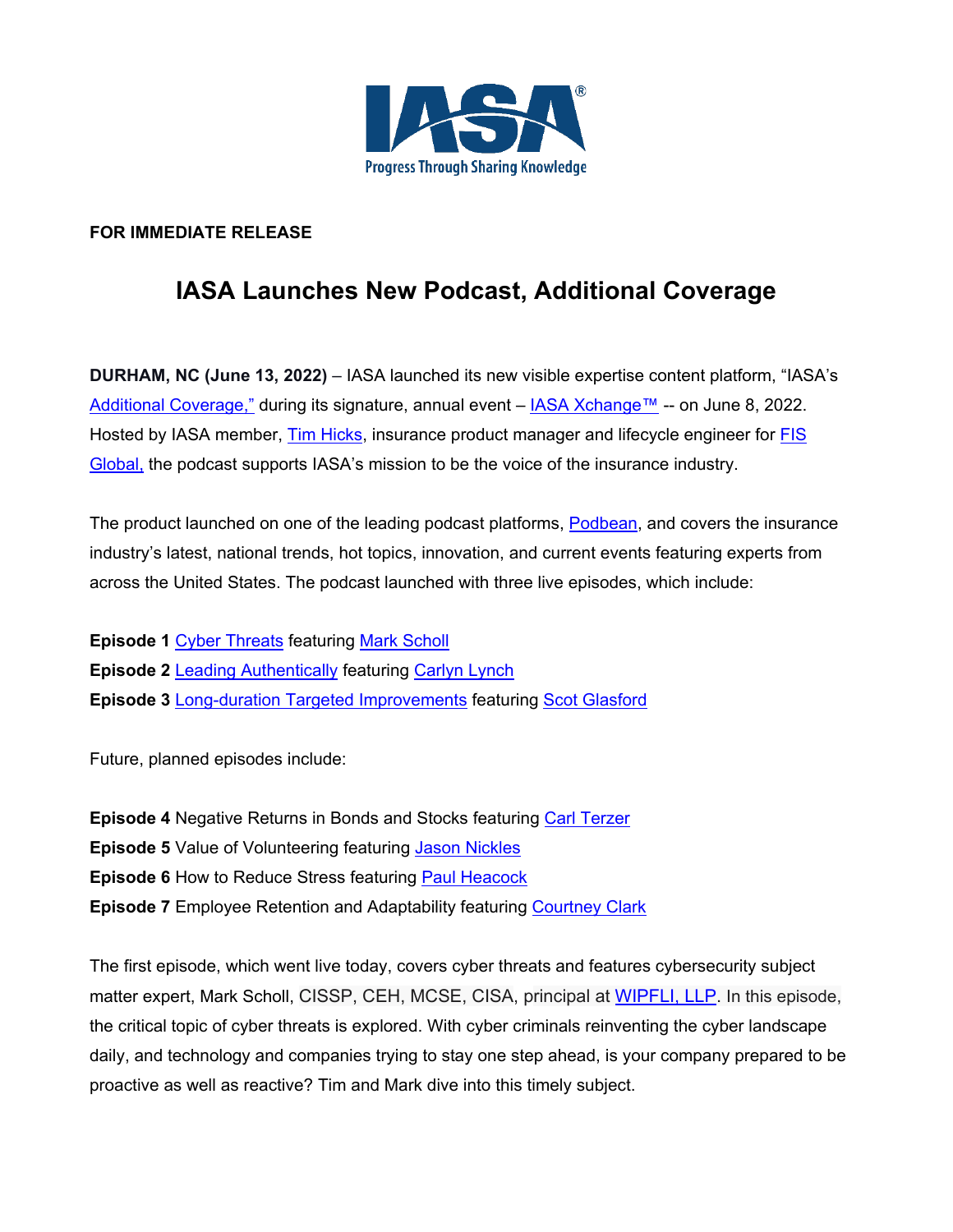**FOR IMMEDIATE RELEASE**

# IASA Launches New Podcast, Additional Coverage

**DURHAM, NC (June 13, 2022)** – IASA launched its new visible expertise content platform, "IASA's Additional Coverage," during its signature, annual event – IASA Xchange™ -- on June 8, 2022. Hosted by IASA member, Tim Hicks, insurance product manager and lifecycle engineer for FIS Global, the podcast supports IASA's mission to be the voice of the insurance industry.

The product launched on one of the leading podcast platforms, Podbean, and covers the insurance industry's latest, national trends, hot topics, innovation, and current events featuring experts from across the United States. The podcast launched with three live episodes, which include:

**Episode 1** Cyber Threats featuring Mark Scholl
**Episode 2** Leading Authentically featuring Carlyn Lynch
**Episode 3** Long-duration Targeted Improvements featuring Scot Glasford

Future, planned episodes include:

**Episode 4** Negative Returns in Bonds and Stocks featuring Carl Terzer
**Episode 5** Value of Volunteering featuring Jason Nickles
**Episode 6** How to Reduce Stress featuring Paul Heacock
**Episode 7** Employee Retention and Adaptability featuring Courtney Clark

The first episode, which went live today, covers cyber threats and features cybersecurity subject matter expert, Mark Scholl, CISSP, CEH, MCSE, CISA, principal at WIPFLI, LLP. In this episode, the critical topic of cyber threats is explored. With cyber criminals reinventing the cyber landscape daily, and technology and companies trying to stay one step ahead, is your company prepared to be proactive as well as reactive? Tim and Mark dive into this timely subject.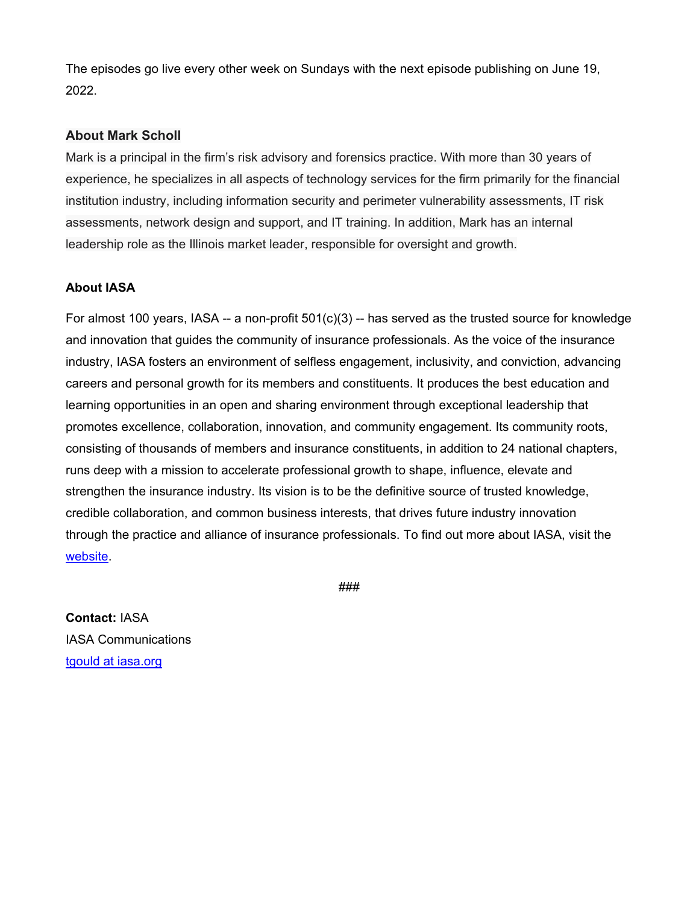The episodes go live every other week on Sundays with the next episode publishing on June 19, 2022.

**About Mark Scholl**

Mark is a principal in the firm's risk advisory and forensics practice. With more than 30 years of experience, he specializes in all aspects of technology services for the firm primarily for the financial institution industry, including information security and perimeter vulnerability assessments, IT risk assessments, network design and support, and IT training. In addition, Mark has an internal leadership role as the Illinois market leader, responsible for oversight and growth.

**About IASA**

For almost 100 years, IASA -- a non-profit 501(c)(3) -- has served as the trusted source for knowledge and innovation that guides the community of insurance professionals. As the voice of the insurance industry, IASA fosters an environment of selfless engagement, inclusivity, and conviction, advancing careers and personal growth for its members and constituents. It produces the best education and learning opportunities in an open and sharing environment through exceptional leadership that promotes excellence, collaboration, innovation, and community engagement. Its community roots, consisting of thousands of members and insurance constituents, in addition to 24 national chapters, runs deep with a mission to accelerate professional growth to shape, influence, elevate and strengthen the insurance industry. Its vision is to be the definitive source of trusted knowledge, credible collaboration, and common business interests, that drives future industry innovation through the practice and alliance of insurance professionals. To find out more about IASA, visit the website.

###

**Contact:** IASA
IASA Communications
tgould at iasa.org